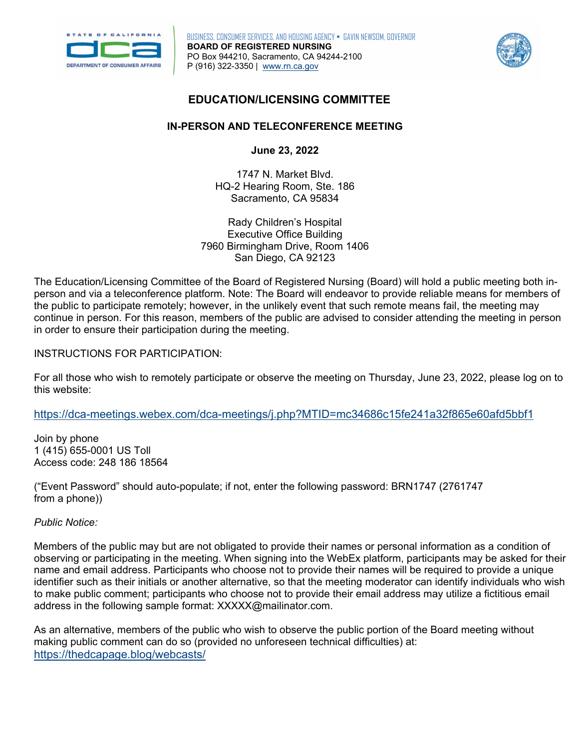BUSINESS, CONSUMER SERVICES, AND HOUSING AGENCY • GAVIN NEWSOM, GOVERNOR
**BOARD OF REGISTERED NURSING**
PO Box 944210, Sacramento, CA 94244-2100
P (916) 322-3350 | www.rn.ca.gov

# EDUCATION/LICENSING COMMITTEE

## IN-PERSON AND TELECONFERENCE MEETING

**June 23, 2022**

1747 N. Market Blvd.
HQ-2 Hearing Room, Ste. 186
Sacramento, CA 95834

Rady Children's Hospital
Executive Office Building
7960 Birmingham Drive, Room 1406
San Diego, CA 92123

The Education/Licensing Committee of the Board of Registered Nursing (Board) will hold a public meeting both in-person and via a teleconference platform. Note: The Board will endeavor to provide reliable means for members of the public to participate remotely; however, in the unlikely event that such remote means fail, the meeting may continue in person. For this reason, members of the public are advised to consider attending the meeting in person in order to ensure their participation during the meeting.

INSTRUCTIONS FOR PARTICIPATION:

For all those who wish to remotely participate or observe the meeting on Thursday, June 23, 2022, please log on to this website:

https://dca-meetings.webex.com/dca-meetings/j.php?MTID=mc34686c15fe241a32f865e60afd5bbf1

Join by phone
1 (415) 655-0001 US Toll
Access code: 248 186 18564

("Event Password" should auto-populate; if not, enter the following password: BRN1747 (2761747 from a phone))

*Public Notice:*

Members of the public may but are not obligated to provide their names or personal information as a condition of observing or participating in the meeting. When signing into the WebEx platform, participants may be asked for their name and email address. Participants who choose not to provide their names will be required to provide a unique identifier such as their initials or another alternative, so that the meeting moderator can identify individuals who wish to make public comment; participants who choose not to provide their email address may utilize a fictitious email address in the following sample format: XXXXX@mailinator.com.

As an alternative, members of the public who wish to observe the public portion of the Board meeting without making public comment can do so (provided no unforeseen technical difficulties) at: https://thedcapage.blog/webcasts/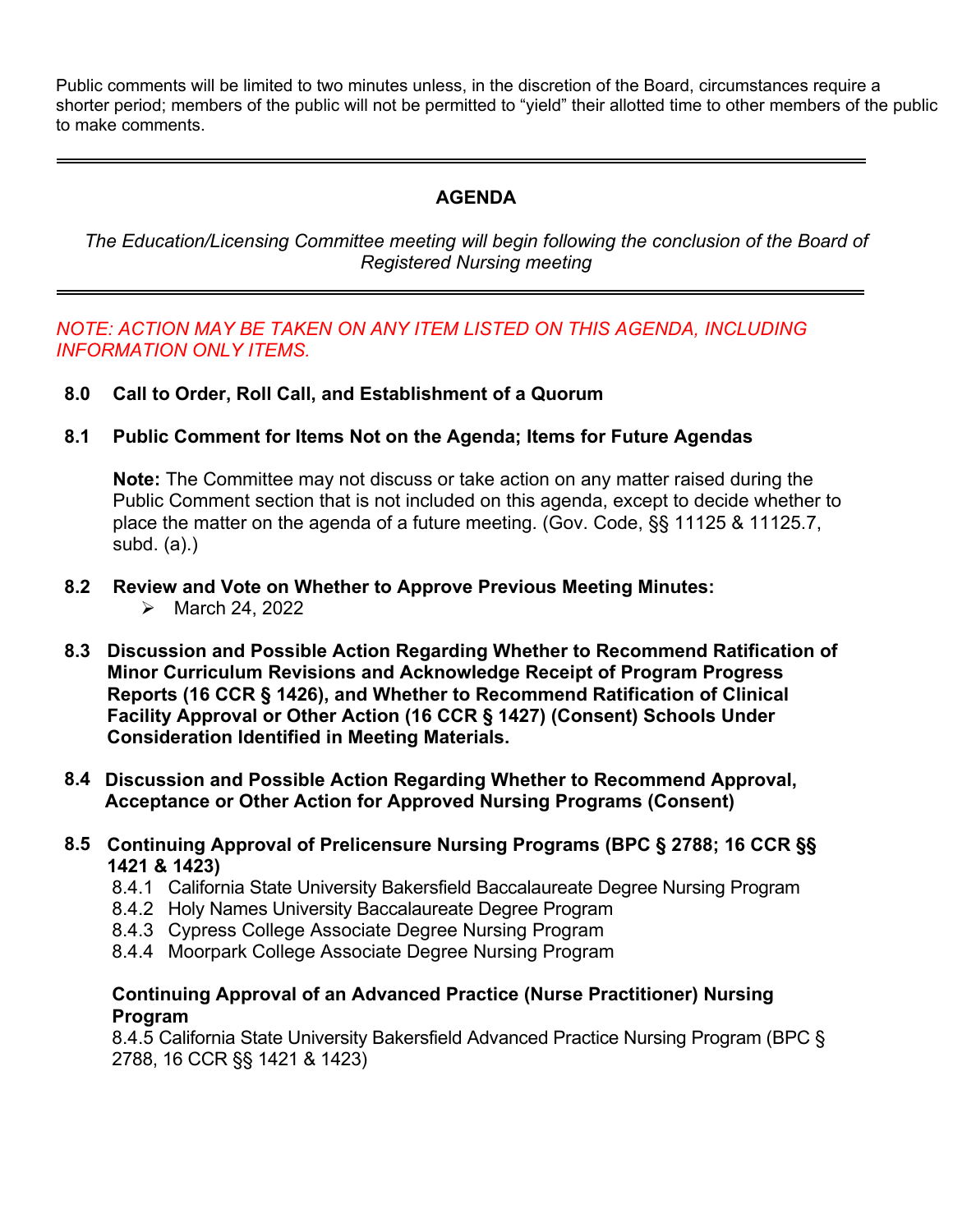Public comments will be limited to two minutes unless, in the discretion of the Board, circumstances require a shorter period; members of the public will not be permitted to "yield" their allotted time to other members of the public to make comments.

---

## AGENDA

*The Education/Licensing Committee meeting will begin following the conclusion of the Board of Registered Nursing meeting*

---

*NOTE: ACTION MAY BE TAKEN ON ANY ITEM LISTED ON THIS AGENDA, INCLUDING INFORMATION ONLY ITEMS.*

**8.0 Call to Order, Roll Call, and Establishment of a Quorum**

**8.1 Public Comment for Items Not on the Agenda; Items for Future Agendas**

**Note:** The Committee may not discuss or take action on any matter raised during the Public Comment section that is not included on this agenda, except to decide whether to place the matter on the agenda of a future meeting. (Gov. Code, §§ 11125 & 11125.7, subd. (a).)

**8.2 Review and Vote on Whether to Approve Previous Meeting Minutes:**

- March 24, 2022

**8.3 Discussion and Possible Action Regarding Whether to Recommend Ratification of Minor Curriculum Revisions and Acknowledge Receipt of Program Progress Reports (16 CCR § 1426), and Whether to Recommend Ratification of Clinical Facility Approval or Other Action (16 CCR § 1427) (Consent) Schools Under Consideration Identified in Meeting Materials.**

**8.4 Discussion and Possible Action Regarding Whether to Recommend Approval, Acceptance or Other Action for Approved Nursing Programs (Consent)**

**8.5 Continuing Approval of Prelicensure Nursing Programs (BPC § 2788; 16 CCR §§ 1421 & 1423)**

8.4.1 California State University Bakersfield Baccalaureate Degree Nursing Program
8.4.2 Holy Names University Baccalaureate Degree Program
8.4.3 Cypress College Associate Degree Nursing Program
8.4.4 Moorpark College Associate Degree Nursing Program

**Continuing Approval of an Advanced Practice (Nurse Practitioner) Nursing Program**

8.4.5 California State University Bakersfield Advanced Practice Nursing Program (BPC § 2788, 16 CCR §§ 1421 & 1423)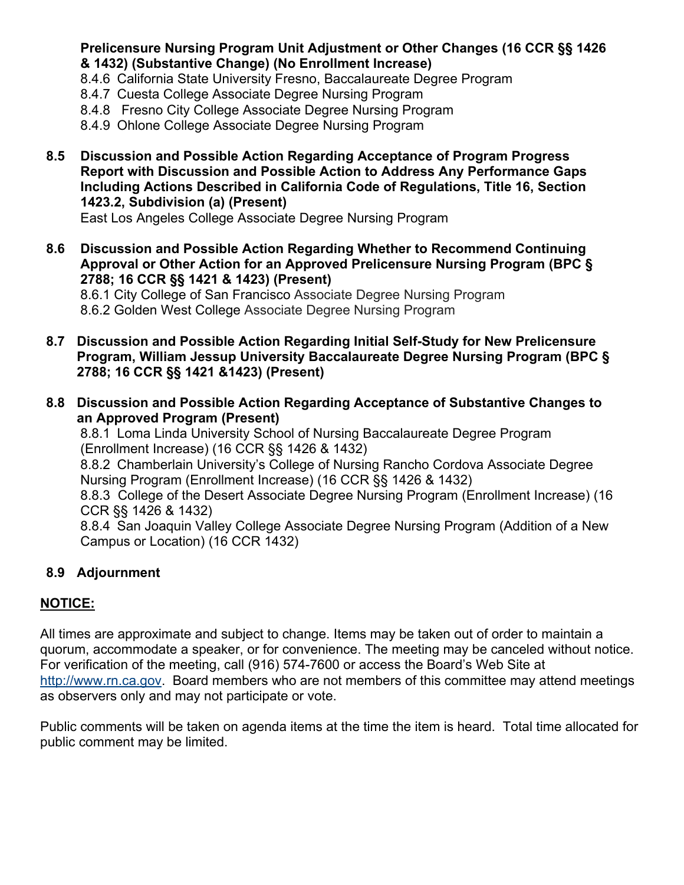**Prelicensure Nursing Program Unit Adjustment or Other Changes (16 CCR §§ 1426 & 1432) (Substantive Change) (No Enrollment Increase)**

8.4.6 California State University Fresno, Baccalaureate Degree Program
8.4.7 Cuesta College Associate Degree Nursing Program
8.4.8 Fresno City College Associate Degree Nursing Program
8.4.9 Ohlone College Associate Degree Nursing Program

**8.5 Discussion and Possible Action Regarding Acceptance of Program Progress Report with Discussion and Possible Action to Address Any Performance Gaps Including Actions Described in California Code of Regulations, Title 16, Section 1423.2, Subdivision (a) (Present)**

East Los Angeles College Associate Degree Nursing Program

**8.6 Discussion and Possible Action Regarding Whether to Recommend Continuing Approval or Other Action for an Approved Prelicensure Nursing Program (BPC § 2788; 16 CCR §§ 1421 & 1423) (Present)**

8.6.1 City College of San Francisco Associate Degree Nursing Program
8.6.2 Golden West College Associate Degree Nursing Program

**8.7 Discussion and Possible Action Regarding Initial Self-Study for New Prelicensure Program, William Jessup University Baccalaureate Degree Nursing Program (BPC § 2788; 16 CCR §§ 1421 &1423) (Present)**

**8.8 Discussion and Possible Action Regarding Acceptance of Substantive Changes to an Approved Program (Present)**

8.8.1 Loma Linda University School of Nursing Baccalaureate Degree Program (Enrollment Increase) (16 CCR §§ 1426 & 1432)
8.8.2 Chamberlain University's College of Nursing Rancho Cordova Associate Degree Nursing Program (Enrollment Increase) (16 CCR §§ 1426 & 1432)
8.8.3 College of the Desert Associate Degree Nursing Program (Enrollment Increase) (16 CCR §§ 1426 & 1432)
8.8.4 San Joaquin Valley College Associate Degree Nursing Program (Addition of a New Campus or Location) (16 CCR 1432)

**8.9 Adjournment**

**NOTICE:**

All times are approximate and subject to change. Items may be taken out of order to maintain a quorum, accommodate a speaker, or for convenience. The meeting may be canceled without notice. For verification of the meeting, call (916) 574-7600 or access the Board's Web Site at http://www.rn.ca.gov. Board members who are not members of this committee may attend meetings as observers only and may not participate or vote.

Public comments will be taken on agenda items at the time the item is heard. Total time allocated for public comment may be limited.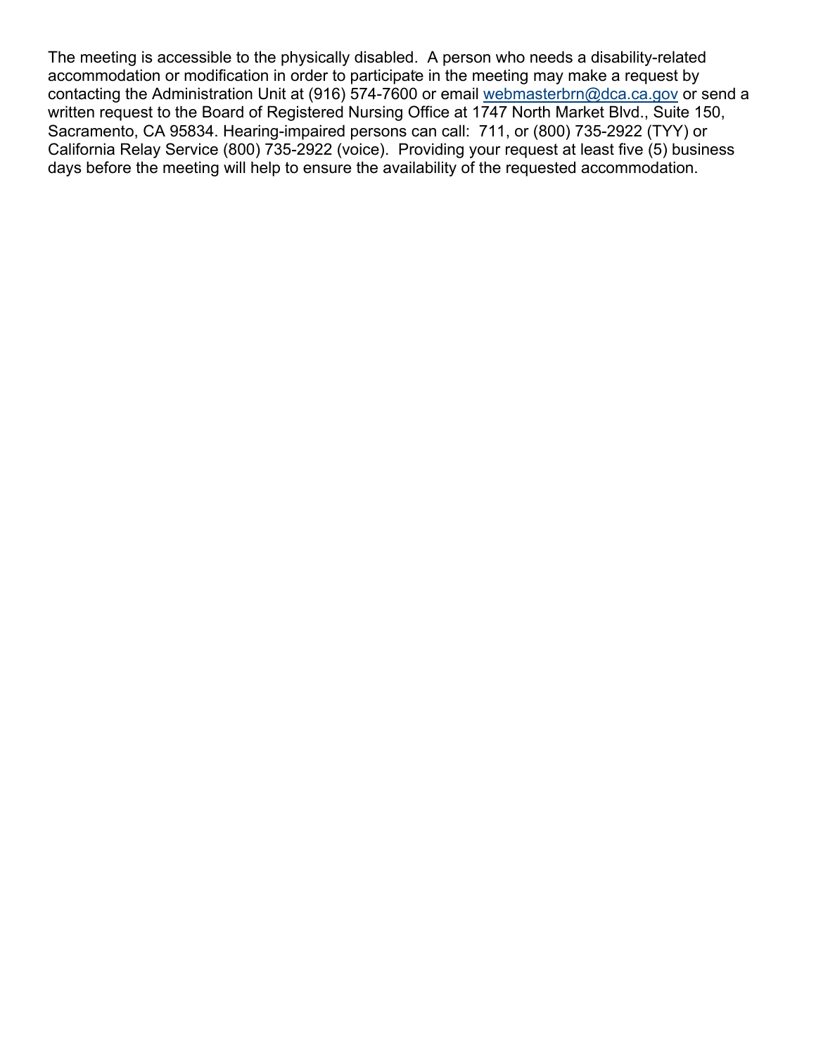The meeting is accessible to the physically disabled. A person who needs a disability-related accommodation or modification in order to participate in the meeting may make a request by contacting the Administration Unit at (916) 574-7600 or email webmasterbrn@dca.ca.gov or send a written request to the Board of Registered Nursing Office at 1747 North Market Blvd., Suite 150, Sacramento, CA 95834. Hearing-impaired persons can call: 711, or (800) 735-2922 (TYY) or California Relay Service (800) 735-2922 (voice). Providing your request at least five (5) business days before the meeting will help to ensure the availability of the requested accommodation.